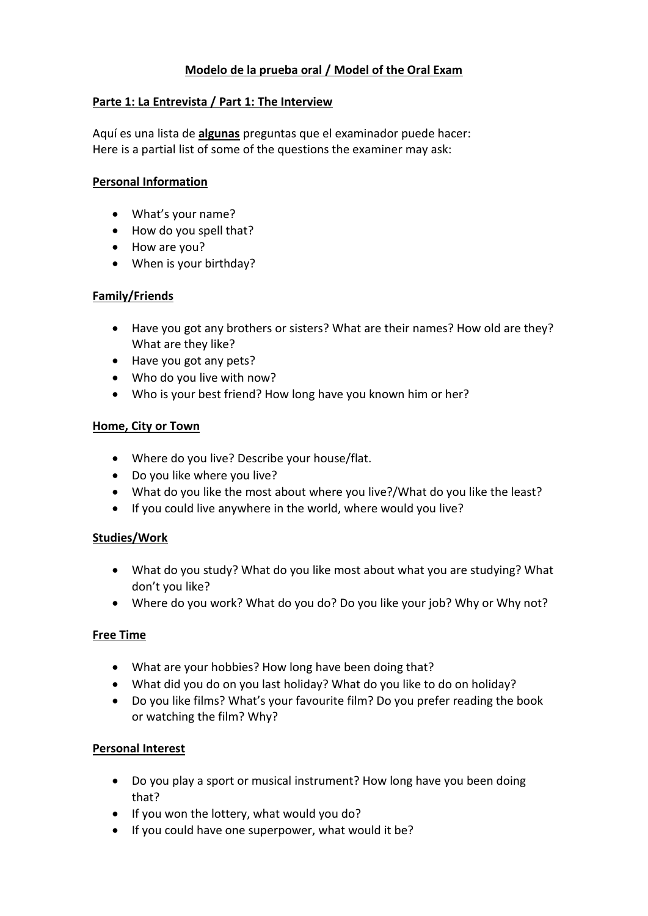# Modelo de la prueba oral / Model of the Oral Exam

## Parte 1: La Entrevista / Part 1: The Interview

Aquí es una lista de **algunas** preguntas que el examinador puede hacer:
Here is a partial list of some of the questions the examiner may ask:

### Personal Information

- What's your name?
- How do you spell that?
- How are you?
- When is your birthday?

### Family/Friends

- Have you got any brothers or sisters? What are their names? How old are they? What are they like?
- Have you got any pets?
- Who do you live with now?
- Who is your best friend? How long have you known him or her?

### Home, City or Town

- Where do you live? Describe your house/flat.
- Do you like where you live?
- What do you like the most about where you live?/What do you like the least?
- If you could live anywhere in the world, where would you live?

### Studies/Work

- What do you study? What do you like most about what you are studying? What don't you like?
- Where do you work? What do you do? Do you like your job? Why or Why not?

### Free Time

- What are your hobbies? How long have been doing that?
- What did you do on you last holiday? What do you like to do on holiday?
- Do you like films? What's your favourite film? Do you prefer reading the book or watching the film? Why?

### Personal Interest

- Do you play a sport or musical instrument? How long have you been doing that?
- If you won the lottery, what would you do?
- If you could have one superpower, what would it be?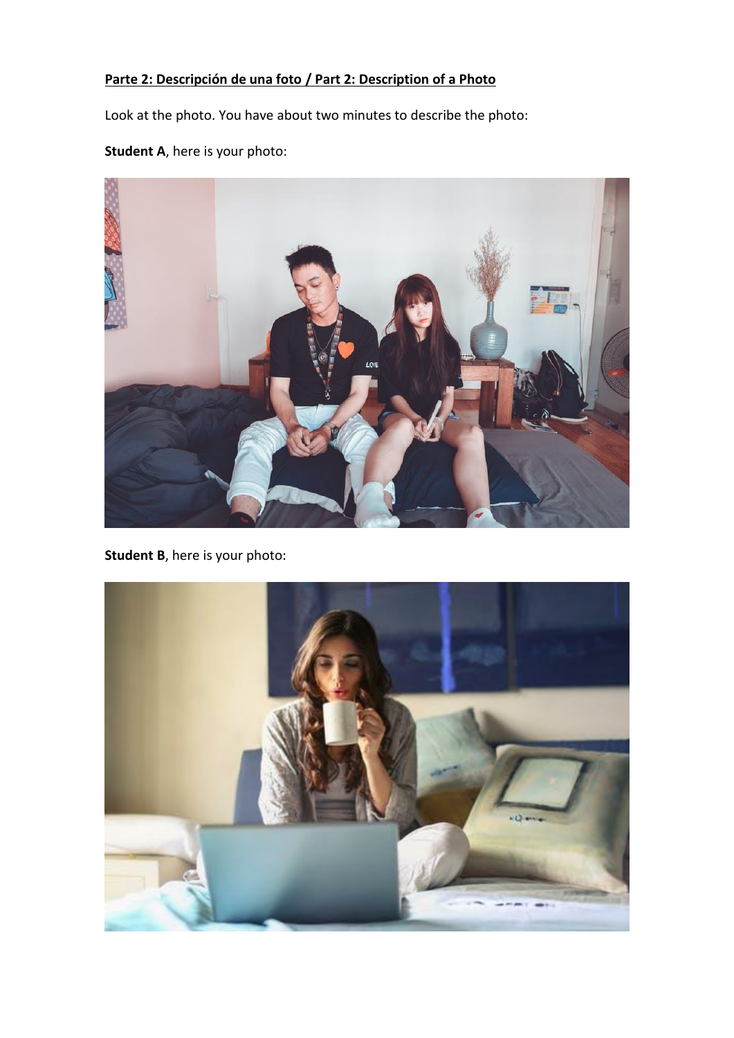**Parte 2: Descripción de una foto / Part 2: Description of a Photo**

Look at the photo. You have about two minutes to describe the photo:

**Student A**, here is your photo:

**Student B**, here is your photo: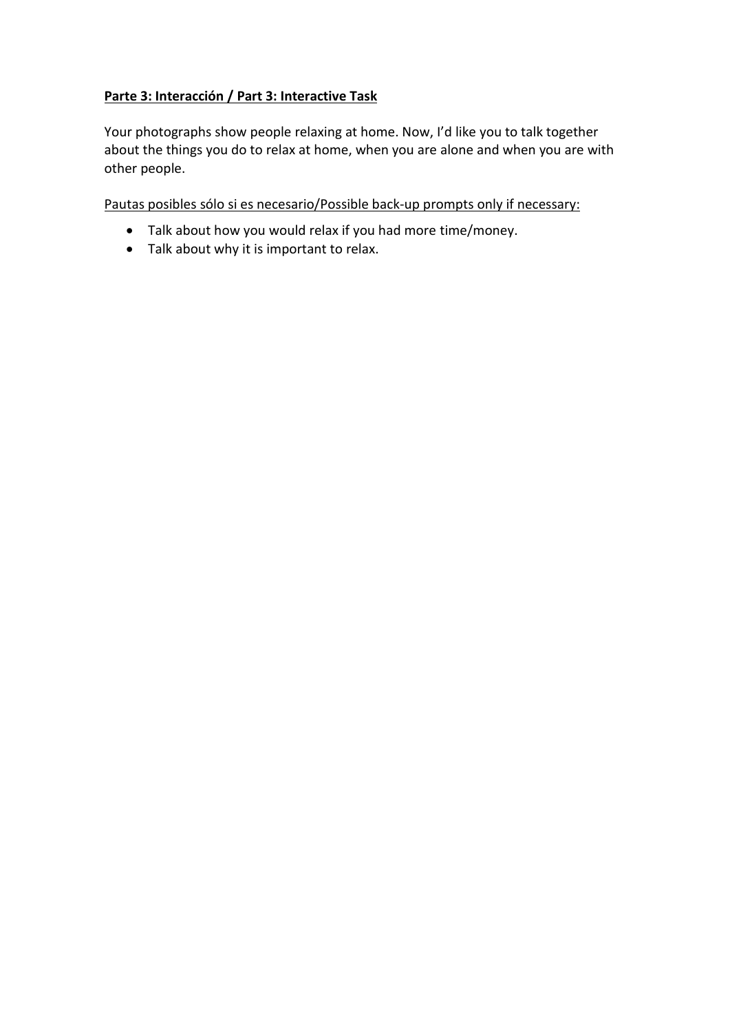**<u>Parte 3: Interacción / Part 3: Interactive Task</u>**

Your photographs show people relaxing at home. Now, I'd like you to talk together about the things you do to relax at home, when you are alone and when you are with other people.

<u>Pautas posibles sólo si es necesario/Possible back-up prompts only if necessary:</u>

- Talk about how you would relax if you had more time/money.
- Talk about why it is important to relax.